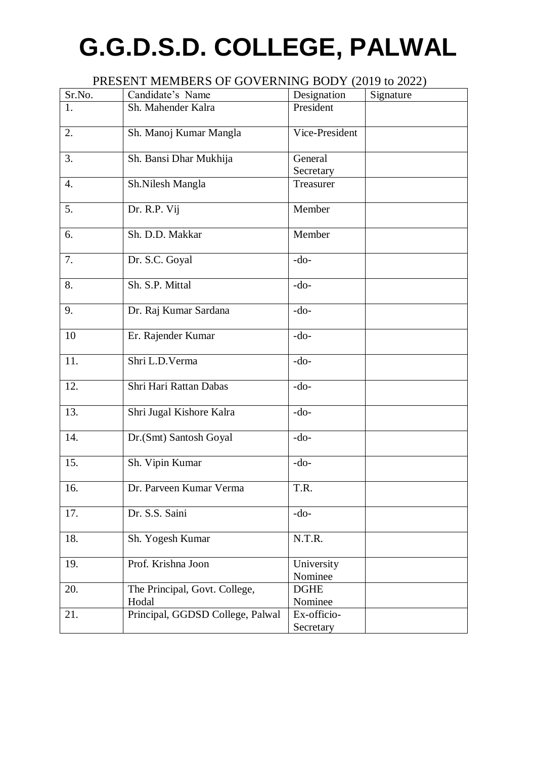# G.G.D.S.D. COLLEGE, PALWAL

PRESENT MEMBERS OF GOVERNING BODY (2019 to 2022)

| Sr.No. | Candidate's Name | Designation | Signature |
|---|---|---|---|
| 1. | Sh. Mahender Kalra | President | |
| 2. | Sh. Manoj Kumar Mangla | Vice-President | |
| 3. | Sh. Bansi Dhar Mukhija | General Secretary | |
| 4. | Sh.Nilesh Mangla | Treasurer | |
| 5. | Dr. R.P. Vij | Member | |
| 6. | Sh. D.D. Makkar | Member | |
| 7. | Dr. S.C. Goyal | -do- | |
| 8. | Sh. S.P. Mittal | -do- | |
| 9. | Dr. Raj Kumar Sardana | -do- | |
| 10 | Er. Rajender Kumar | -do- | |
| 11. | Shri L.D.Verma | -do- | |
| 12. | Shri Hari Rattan Dabas | -do- | |
| 13. | Shri Jugal Kishore Kalra | -do- | |
| 14. | Dr.(Smt) Santosh Goyal | -do- | |
| 15. | Sh. Vipin Kumar | -do- | |
| 16. | Dr. Parveen Kumar Verma | T.R. | |
| 17. | Dr. S.S. Saini | -do- | |
| 18. | Sh. Yogesh Kumar | N.T.R. | |
| 19. | Prof. Krishna Joon | University Nominee | |
| 20. | The Principal, Govt. College, Hodal | DGHE Nominee | |
| 21. | Principal, GGDSD College, Palwal | Ex-officio-Secretary | |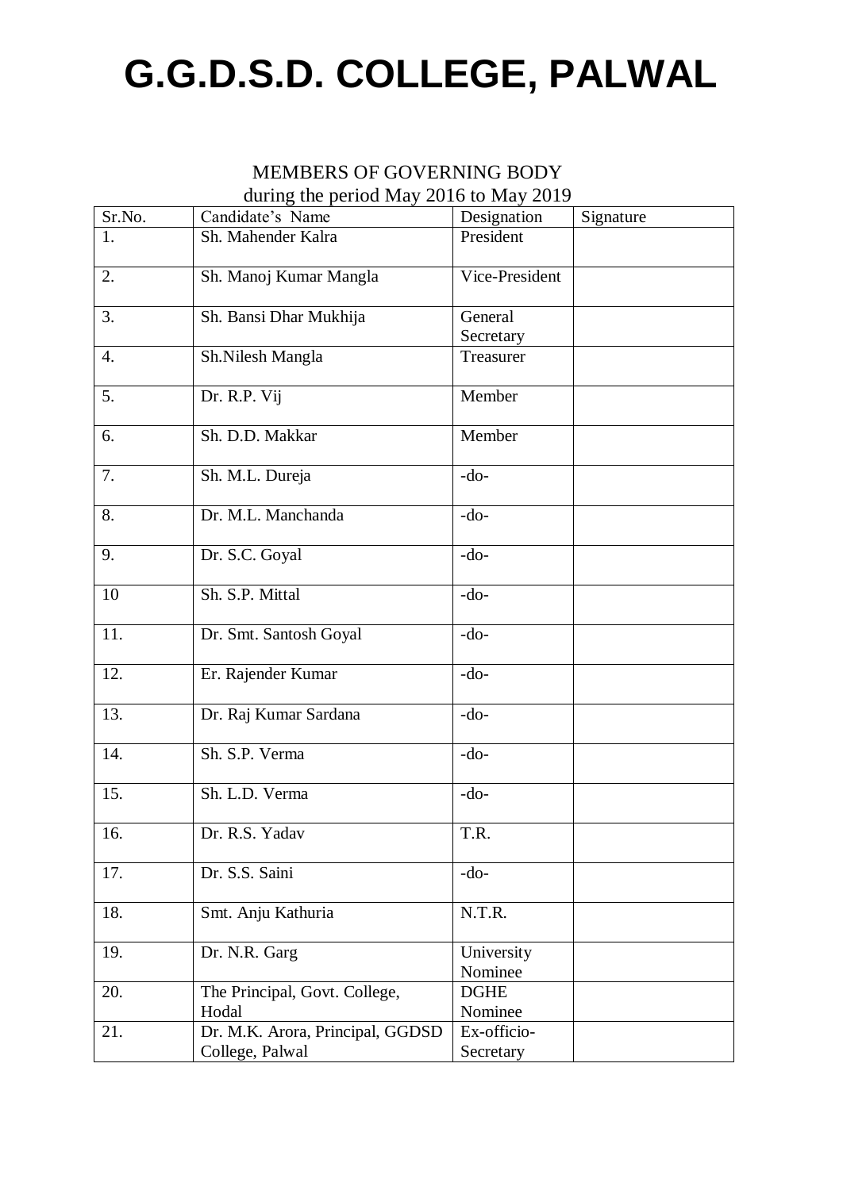# G.G.D.S.D. COLLEGE, PALWAL

MEMBERS OF GOVERNING BODY
during the period May 2016 to May 2019

| Sr.No. | Candidate's Name | Designation | Signature |
|---|---|---|---|
| 1. | Sh. Mahender Kalra | President | |
| 2. | Sh. Manoj Kumar Mangla | Vice-President | |
| 3. | Sh. Bansi Dhar Mukhija | General Secretary | |
| 4. | Sh.Nilesh Mangla | Treasurer | |
| 5. | Dr. R.P. Vij | Member | |
| 6. | Sh. D.D. Makkar | Member | |
| 7. | Sh. M.L. Dureja | -do- | |
| 8. | Dr. M.L. Manchanda | -do- | |
| 9. | Dr. S.C. Goyal | -do- | |
| 10 | Sh. S.P. Mittal | -do- | |
| 11. | Dr. Smt. Santosh Goyal | -do- | |
| 12. | Er. Rajender Kumar | -do- | |
| 13. | Dr. Raj Kumar Sardana | -do- | |
| 14. | Sh. S.P. Verma | -do- | |
| 15. | Sh. L.D. Verma | -do- | |
| 16. | Dr. R.S. Yadav | T.R. | |
| 17. | Dr. S.S. Saini | -do- | |
| 18. | Smt. Anju Kathuria | N.T.R. | |
| 19. | Dr. N.R. Garg | University Nominee | |
| 20. | The Principal, Govt. College, Hodal | DGHE Nominee | |
| 21. | Dr. M.K. Arora, Principal, GGDSD College, Palwal | Ex-officio-Secretary | |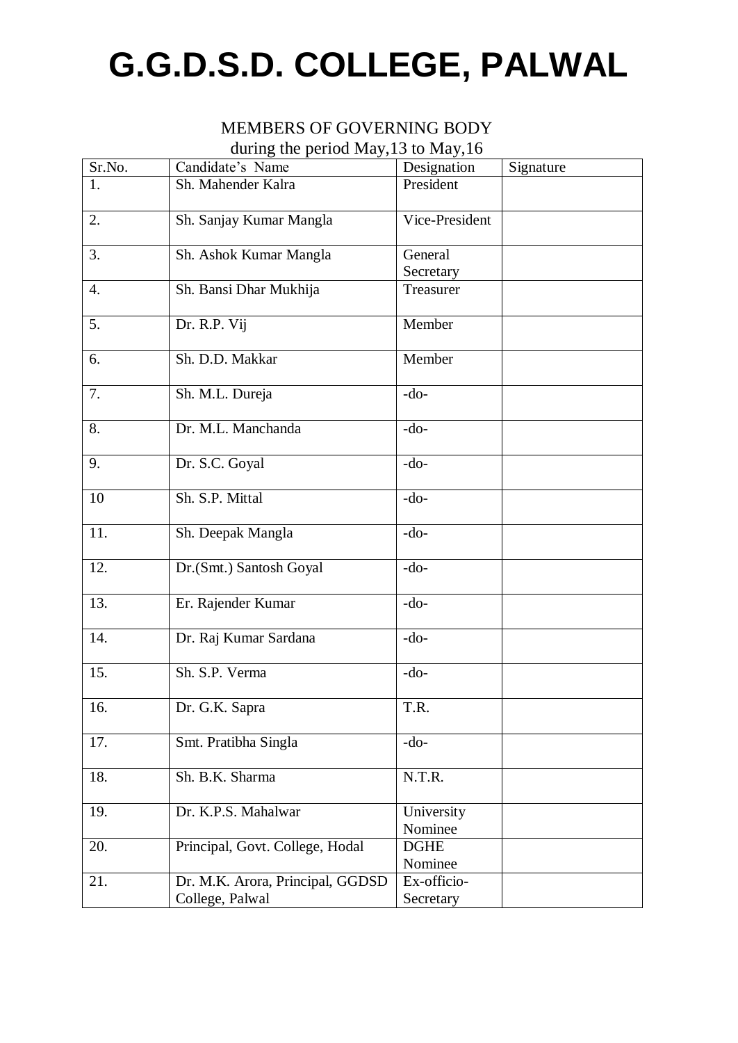# G.G.D.S.D. COLLEGE, PALWAL

MEMBERS OF GOVERNING BODY
during the period May,13 to May,16

| Sr.No. | Candidate's Name | Designation | Signature |
|---|---|---|---|
| 1. | Sh. Mahender Kalra | President | |
| 2. | Sh. Sanjay Kumar Mangla | Vice-President | |
| 3. | Sh. Ashok Kumar Mangla | General Secretary | |
| 4. | Sh. Bansi Dhar Mukhija | Treasurer | |
| 5. | Dr. R.P. Vij | Member | |
| 6. | Sh. D.D. Makkar | Member | |
| 7. | Sh. M.L. Dureja | -do- | |
| 8. | Dr. M.L. Manchanda | -do- | |
| 9. | Dr. S.C. Goyal | -do- | |
| 10 | Sh. S.P. Mittal | -do- | |
| 11. | Sh. Deepak Mangla | -do- | |
| 12. | Dr.(Smt.) Santosh Goyal | -do- | |
| 13. | Er. Rajender Kumar | -do- | |
| 14. | Dr. Raj Kumar Sardana | -do- | |
| 15. | Sh. S.P. Verma | -do- | |
| 16. | Dr. G.K. Sapra | T.R. | |
| 17. | Smt. Pratibha Singla | -do- | |
| 18. | Sh. B.K. Sharma | N.T.R. | |
| 19. | Dr. K.P.S. Mahalwar | University Nominee | |
| 20. | Principal, Govt. College, Hodal | DGHE Nominee | |
| 21. | Dr. M.K. Arora, Principal, GGDSD College, Palwal | Ex-officio-Secretary | |